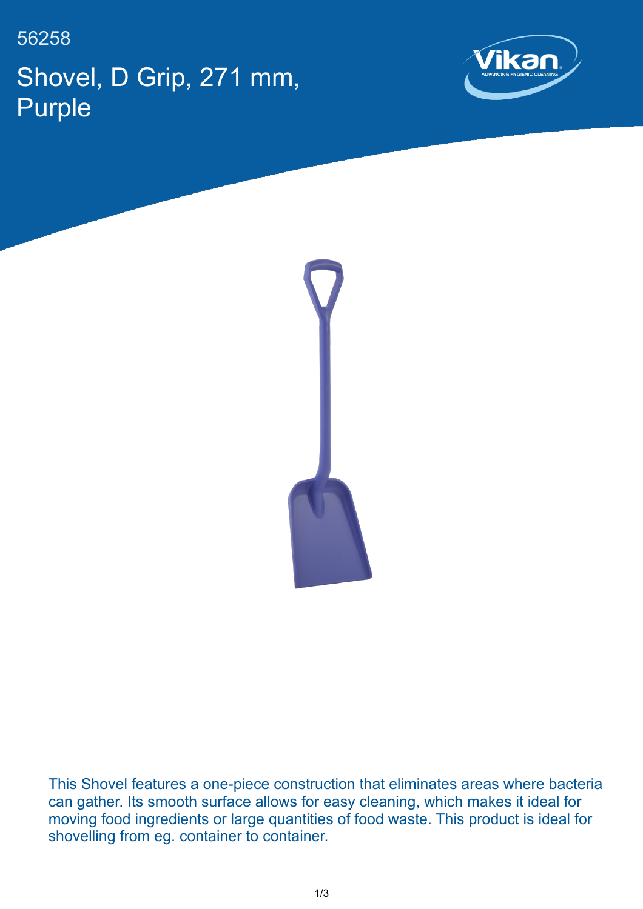56258

# Shovel, D Grip, 271 mm, Purple

This Shovel features a one-piece construction that eliminates areas where bacteria can gather. Its smooth surface allows for easy cleaning, which makes it ideal for moving food ingredients or large quantities of food waste. This product is ideal for shovelling from eg. container to container.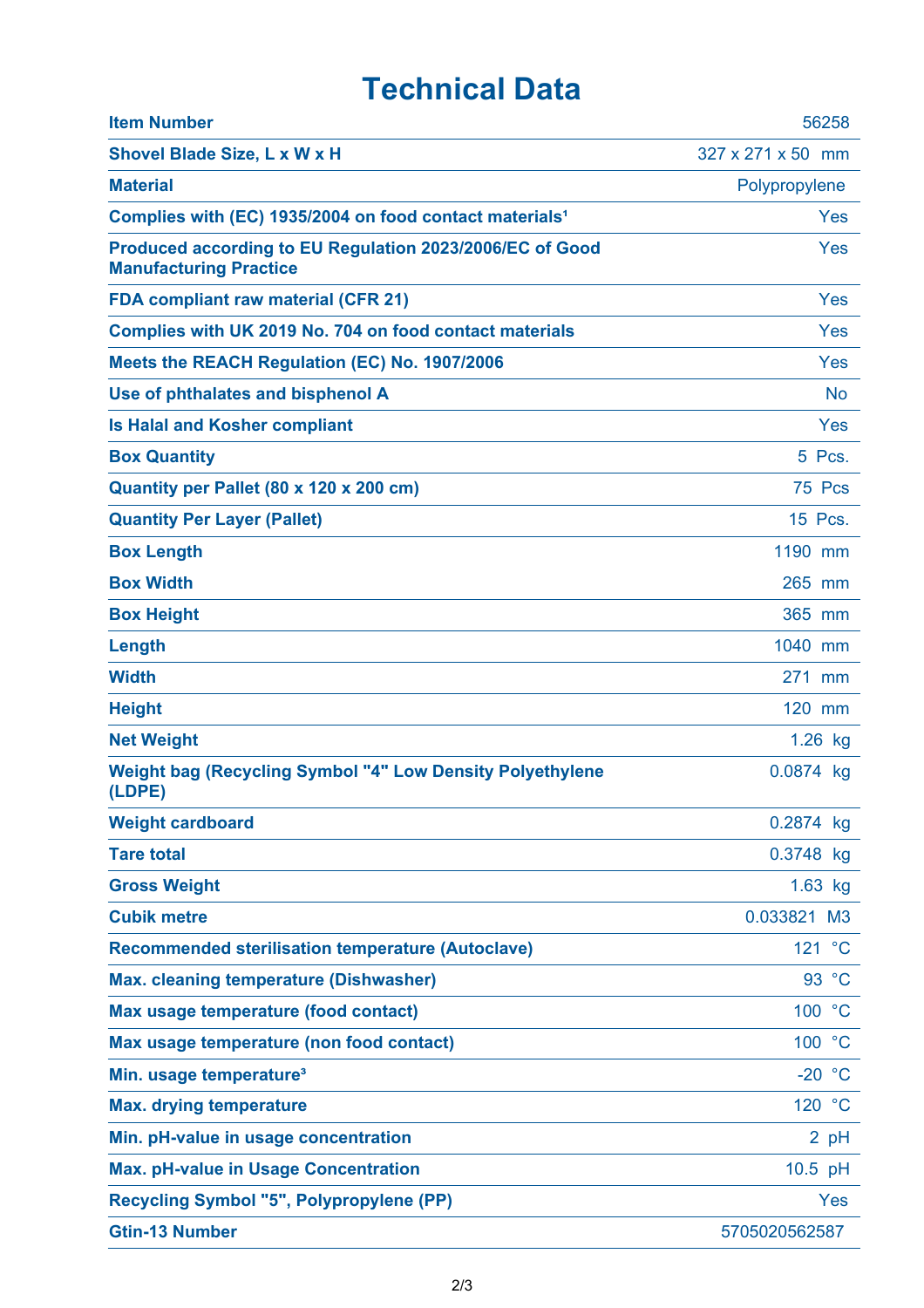# Technical Data

| | |
|---|---|
| **Item Number** | 56258 |
| **Shovel Blade Size, L x W x H** | 327 x 271 x 50 mm |
| **Material** | Polypropylene |
| **Complies with (EC) 1935/2004 on food contact materials[1]** | Yes |
| **Produced according to EU Regulation 2023/2006/EC of Good Manufacturing Practice** | Yes |
| **FDA compliant raw material (CFR 21)** | Yes |
| **Complies with UK 2019 No. 704 on food contact materials** | Yes |
| **Meets the REACH Regulation (EC) No. 1907/2006** | Yes |
| **Use of phthalates and bisphenol A** | No |
| **Is Halal and Kosher compliant** | Yes |
| **Box Quantity** | 5 Pcs. |
| **Quantity per Pallet (80 x 120 x 200 cm)** | 75 Pcs |
| **Quantity Per Layer (Pallet)** | 15 Pcs. |
| **Box Length** | 1190 mm |
| **Box Width** | 265 mm |
| **Box Height** | 365 mm |
| **Length** | 1040 mm |
| **Width** | 271 mm |
| **Height** | 120 mm |
| **Net Weight** | 1.26 kg |
| **Weight bag (Recycling Symbol "4" Low Density Polyethylene (LDPE)** | 0.0874 kg |
| **Weight cardboard** | 0.2874 kg |
| **Tare total** | 0.3748 kg |
| **Gross Weight** | 1.63 kg |
| **Cubik metre** | 0.033821 M3 |
| **Recommended sterilisation temperature (Autoclave)** | 121 °C |
| **Max. cleaning temperature (Dishwasher)** | 93 °C |
| **Max usage temperature (food contact)** | 100 °C |
| **Max usage temperature (non food contact)** | 100 °C |
| **Min. usage temperature[3]** | -20 °C |
| **Max. drying temperature** | 120 °C |
| **Min. pH-value in usage concentration** | 2 pH |
| **Max. pH-value in Usage Concentration** | 10.5 pH |
| **Recycling Symbol "5", Polypropylene (PP)** | Yes |
| **Gtin-13 Number** | 5705020562587 |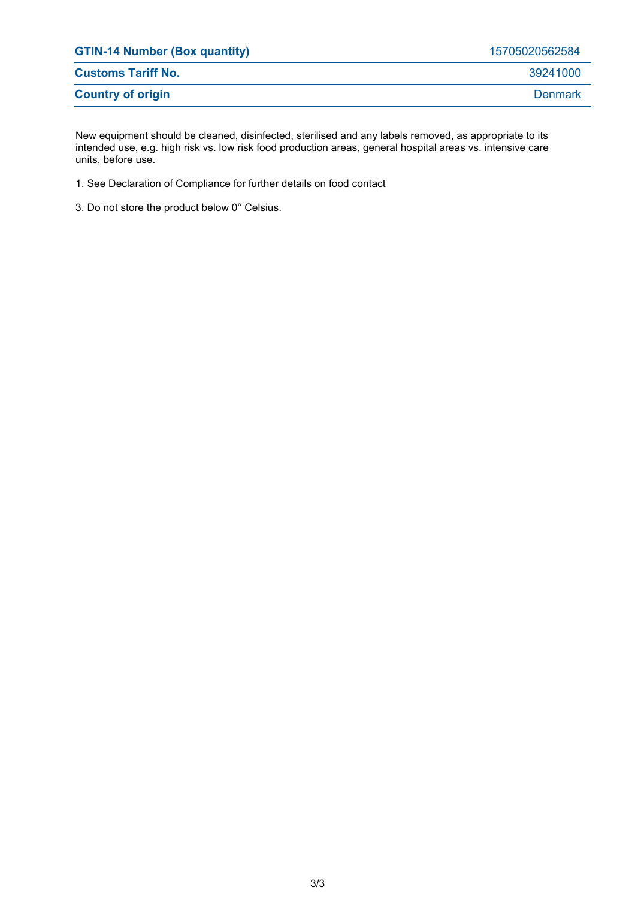| | |
|---|---|
| **GTIN-14 Number (Box quantity)** | 15705020562584 |
| **Customs Tariff No.** | 39241000 |
| **Country of origin** | Denmark |

New equipment should be cleaned, disinfected, sterilised and any labels removed, as appropriate to its intended use, e.g. high risk vs. low risk food production areas, general hospital areas vs. intensive care units, before use.

1. See Declaration of Compliance for further details on food contact

3. Do not store the product below 0° Celsius.